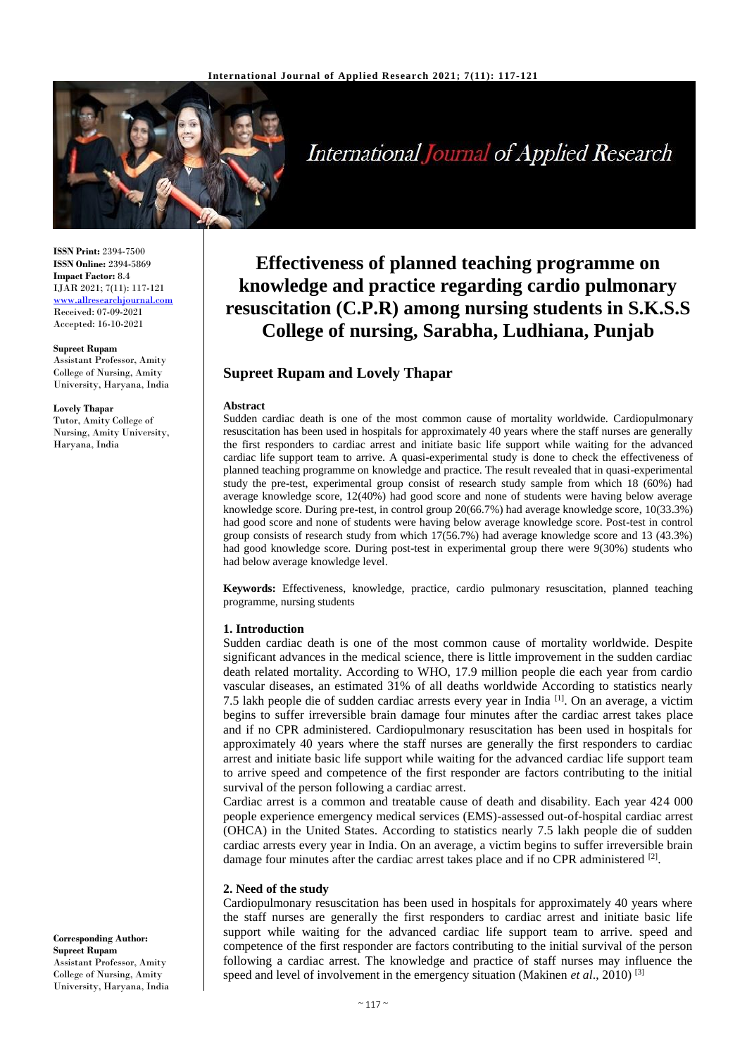**ISSN Print:** 2394-7500
**ISSN Online:** 2394-5869
**Impact Factor:** 8.4
IJAR 2021; 7(11): 117-121
www.allresearchjournal.com
Received: 07-09-2021
Accepted: 16-10-2021

**Supreet Rupam**
Assistant Professor, Amity College of Nursing, Amity University, Haryana, India

**Lovely Thapar**
Tutor, Amity College of Nursing, Amity University, Haryana, India

**Corresponding Author:**
**Supreet Rupam**
Assistant Professor, Amity College of Nursing, Amity University, Haryana, India

# Effectiveness of planned teaching programme on knowledge and practice regarding cardio pulmonary resuscitation (C.P.R) among nursing students in S.K.S.S College of nursing, Sarabha, Ludhiana, Punjab

## Supreet Rupam and Lovely Thapar

**Abstract**

Sudden cardiac death is one of the most common cause of mortality worldwide. Cardiopulmonary resuscitation has been used in hospitals for approximately 40 years where the staff nurses are generally the first responders to cardiac arrest and initiate basic life support while waiting for the advanced cardiac life support team to arrive. A quasi-experimental study is done to check the effectiveness of planned teaching programme on knowledge and practice. The result revealed that in quasi-experimental study the pre-test, experimental group consist of research study sample from which 18 (60%) had average knowledge score, 12(40%) had good score and none of students were having below average knowledge score. During pre-test, in control group 20(66.7%) had average knowledge score, 10(33.3%) had good score and none of students were having below average knowledge score. Post-test in control group consists of research study from which 17(56.7%) had average knowledge score and 13 (43.3%) had good knowledge score. During post-test in experimental group there were 9(30%) students who had below average knowledge level.

**Keywords:** Effectiveness, knowledge, practice, cardio pulmonary resuscitation, planned teaching programme, nursing students

### 1. Introduction

Sudden cardiac death is one of the most common cause of mortality worldwide. Despite significant advances in the medical science, there is little improvement in the sudden cardiac death related mortality. According to WHO, 17.9 million people die each year from cardio vascular diseases, an estimated 31% of all deaths worldwide According to statistics nearly 7.5 lakh people die of sudden cardiac arrests every year in India [1]. On an average, a victim begins to suffer irreversible brain damage four minutes after the cardiac arrest takes place and if no CPR administered. Cardiopulmonary resuscitation has been used in hospitals for approximately 40 years where the staff nurses are generally the first responders to cardiac arrest and initiate basic life support while waiting for the advanced cardiac life support team to arrive speed and competence of the first responder are factors contributing to the initial survival of the person following a cardiac arrest.

Cardiac arrest is a common and treatable cause of death and disability. Each year 424 000 people experience emergency medical services (EMS)-assessed out-of-hospital cardiac arrest (OHCA) in the United States. According to statistics nearly 7.5 lakh people die of sudden cardiac arrests every year in India. On an average, a victim begins to suffer irreversible brain damage four minutes after the cardiac arrest takes place and if no CPR administered [2].

### 2. Need of the study

Cardiopulmonary resuscitation has been used in hospitals for approximately 40 years where the staff nurses are generally the first responders to cardiac arrest and initiate basic life support while waiting for the advanced cardiac life support team to arrive. speed and competence of the first responder are factors contributing to the initial survival of the person following a cardiac arrest. The knowledge and practice of staff nurses may influence the speed and level of involvement in the emergency situation (Makinen *et al*., 2010) [3]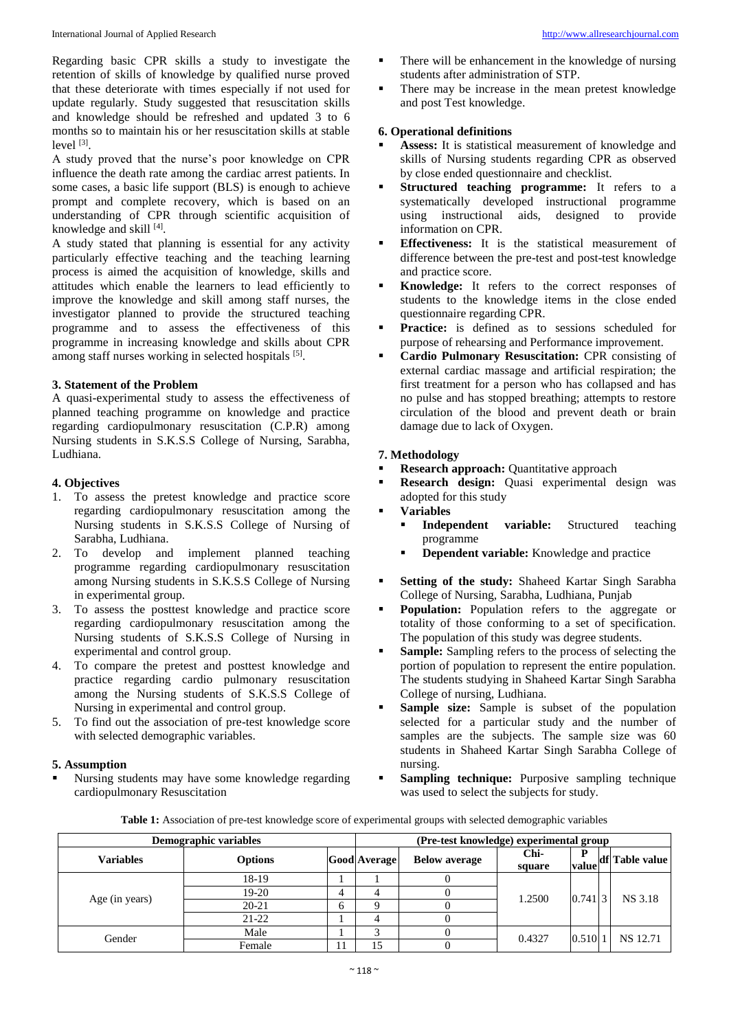Regarding basic CPR skills a study to investigate the retention of skills of knowledge by qualified nurse proved that these deteriorate with times especially if not used for update regularly. Study suggested that resuscitation skills and knowledge should be refreshed and updated 3 to 6 months so to maintain his or her resuscitation skills at stable level [3].

A study proved that the nurse's poor knowledge on CPR influence the death rate among the cardiac arrest patients. In some cases, a basic life support (BLS) is enough to achieve prompt and complete recovery, which is based on an understanding of CPR through scientific acquisition of knowledge and skill [4].

A study stated that planning is essential for any activity particularly effective teaching and the teaching learning process is aimed the acquisition of knowledge, skills and attitudes which enable the learners to lead efficiently to improve the knowledge and skill among staff nurses, the investigator planned to provide the structured teaching programme and to assess the effectiveness of this programme in increasing knowledge and skills about CPR among staff nurses working in selected hospitals [5].

### 3. Statement of the Problem

A quasi-experimental study to assess the effectiveness of planned teaching programme on knowledge and practice regarding cardiopulmonary resuscitation (C.P.R) among Nursing students in S.K.S.S College of Nursing, Sarabha, Ludhiana.

### 4. Objectives

1. To assess the pretest knowledge and practice score regarding cardiopulmonary resuscitation among the Nursing students in S.K.S.S College of Nursing of Sarabha, Ludhiana.
2. To develop and implement planned teaching programme regarding cardiopulmonary resuscitation among Nursing students in S.K.S.S College of Nursing in experimental group.
3. To assess the posttest knowledge and practice score regarding cardiopulmonary resuscitation among the Nursing students of S.K.S.S College of Nursing in experimental and control group.
4. To compare the pretest and posttest knowledge and practice regarding cardio pulmonary resuscitation among the Nursing students of S.K.S.S College of Nursing in experimental and control group.
5. To find out the association of pre-test knowledge score with selected demographic variables.

### 5. Assumption

- Nursing students may have some knowledge regarding cardiopulmonary Resuscitation
- There will be enhancement in the knowledge of nursing students after administration of STP.
- There may be increase in the mean pretest knowledge and post Test knowledge.

### 6. Operational definitions

- **Assess:** It is statistical measurement of knowledge and skills of Nursing students regarding CPR as observed by close ended questionnaire and checklist.
- **Structured teaching programme:** It refers to a systematically developed instructional programme using instructional aids, designed to provide information on CPR.
- **Effectiveness:** It is the statistical measurement of difference between the pre-test and post-test knowledge and practice score.
- **Knowledge:** It refers to the correct responses of students to the knowledge items in the close ended questionnaire regarding CPR.
- **Practice:** is defined as to sessions scheduled for purpose of rehearsing and Performance improvement.
- **Cardio Pulmonary Resuscitation:** CPR consisting of external cardiac massage and artificial respiration; the first treatment for a person who has collapsed and has no pulse and has stopped breathing; attempts to restore circulation of the blood and prevent death or brain damage due to lack of Oxygen.

### 7. Methodology

- **Research approach:** Quantitative approach
- **Research design:** Quasi experimental design was adopted for this study
- **Variables**
  - **Independent variable:** Structured teaching programme
  - **Dependent variable:** Knowledge and practice
- **Setting of the study:** Shaheed Kartar Singh Sarabha College of Nursing, Sarabha, Ludhiana, Punjab
- **Population:** Population refers to the aggregate or totality of those conforming to a set of specification. The population of this study was degree students.
- **Sample:** Sampling refers to the process of selecting the portion of population to represent the entire population. The students studying in Shaheed Kartar Singh Sarabha College of nursing, Ludhiana.
- **Sample size:** Sample is subset of the population selected for a particular study and the number of samples are the subjects. The sample size was 60 students in Shaheed Kartar Singh Sarabha College of nursing.
- **Sampling technique:** Purposive sampling technique was used to select the subjects for study.

**Table 1:** Association of pre-test knowledge score of experimental groups with selected demographic variables

| Demographic variables | | (Pre-test knowledge) experimental group | | | | | | |
|---|---|---|---|---|---|---|---|---|
| **Variables** | **Options** | **Good** | **Average** | **Below average** | **Chi-square** | **P value** | **df** | **Table value** |
| Age (in years) | 18-19 | 1 | 1 | 0 | 1.2500 | 0.741 | 3 | NS 3.18 |
| | 19-20 | 4 | 4 | 0 | | | | |
| | 20-21 | 6 | 9 | 0 | | | | |
| | 21-22 | 1 | 4 | 0 | | | | |
| Gender | Male | 1 | 3 | 0 | 0.4327 | 0.510 | 1 | NS 12.71 |
| | Female | 11 | 15 | 0 | | | | |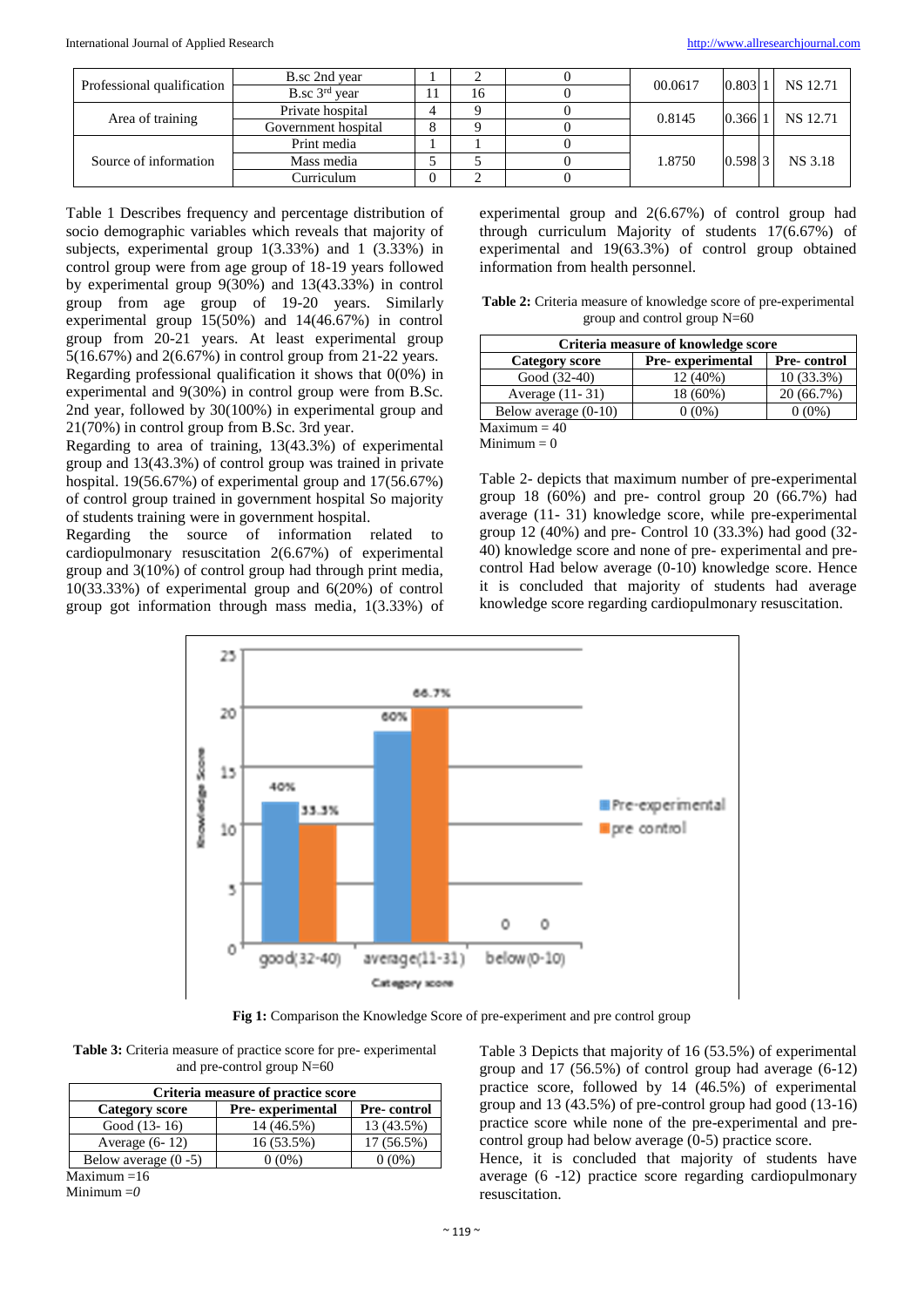| | | | | | | | | |
|---|---|---|---|---|---|---|---|---|
| Professional qualification | B.sc 2nd year | 1 | 2 | 0 | 00.0617 | 0.803 | 1 | NS 12.71 |
| | B.sc 3rd year | 11 | 16 | 0 | | | | |
| Area of training | Private hospital | 4 | 9 | 0 | 0.8145 | 0.366 | 1 | NS 12.71 |
| | Government hospital | 8 | 9 | 0 | | | | |
| Source of information | Print media | 1 | 1 | 0 | 1.8750 | 0.598 | 3 | NS 3.18 |
| | Mass media | 5 | 5 | 0 | | | | |
| | Curriculum | 0 | 2 | 0 | | | | |

Table 1 Describes frequency and percentage distribution of socio demographic variables which reveals that majority of subjects, experimental group 1(3.33%) and 1 (3.33%) in control group were from age group of 18-19 years followed by experimental group 9(30%) and 13(43.33%) in control group from age group of 19-20 years. Similarly experimental group 15(50%) and 14(46.67%) in control group from 20-21 years. At least experimental group 5(16.67%) and 2(6.67%) in control group from 21-22 years.

Regarding professional qualification it shows that 0(0%) in experimental and 9(30%) in control group were from B.Sc. 2nd year, followed by 30(100%) in experimental group and 21(70%) in control group from B.Sc. 3rd year.

Regarding to area of training, 13(43.3%) of experimental group and 13(43.3%) of control group was trained in private hospital. 19(56.67%) of experimental group and 17(56.67%) of control group trained in government hospital So majority of students training were in government hospital.

Regarding the source of information related to cardiopulmonary resuscitation 2(6.67%) of experimental group and 3(10%) of control group had through print media, 10(33.33%) of experimental group and 6(20%) of control group got information through mass media, 1(3.33%) of experimental group and 2(6.67%) of control group had through curriculum Majority of students 17(6.67%) of experimental and 19(63.3%) of control group obtained information from health personnel.

**Table 2:** Criteria measure of knowledge score of pre-experimental group and control group N=60

| Criteria measure of knowledge score | | |
|---|---|---|
| **Category score** | **Pre- experimental** | **Pre- control** |
| Good (32-40) | 12 (40%) | 10 (33.3%) |
| Average (11- 31) | 18 (60%) | 20 (66.7%) |
| Below average (0-10) | 0 (0%) | 0 (0%) |

Maximum = 40
Minimum = 0

Table 2- depicts that maximum number of pre-experimental group 18 (60%) and pre- control group 20 (66.7%) had average (11- 31) knowledge score, while pre-experimental group 12 (40%) and pre- Control 10 (33.3%) had good (32-40) knowledge score and none of pre- experimental and pre-control Had below average (0-10) knowledge score. Hence it is concluded that majority of students had average knowledge score regarding cardiopulmonary resuscitation.

**Fig 1:** Comparison the Knowledge Score of pre-experiment and pre control group

**Table 3:** Criteria measure of practice score for pre- experimental and pre-control group N=60

| Criteria measure of practice score | | |
|---|---|---|
| **Category score** | **Pre- experimental** | **Pre- control** |
| Good (13- 16) | 14 (46.5%) | 13 (43.5%) |
| Average (6- 12) | 16 (53.5%) | 17 (56.5%) |
| Below average (0 -5) | 0 (0%) | 0 (0%) |

Maximum =16
Minimum =*0*

Table 3 Depicts that majority of 16 (53.5%) of experimental group and 17 (56.5%) of control group had average (6-12) practice score, followed by 14 (46.5%) of experimental group and 13 (43.5%) of pre-control group had good (13-16) practice score while none of the pre-experimental and pre-control group had below average (0-5) practice score.

Hence, it is concluded that majority of students have average (6 -12) practice score regarding cardiopulmonary resuscitation.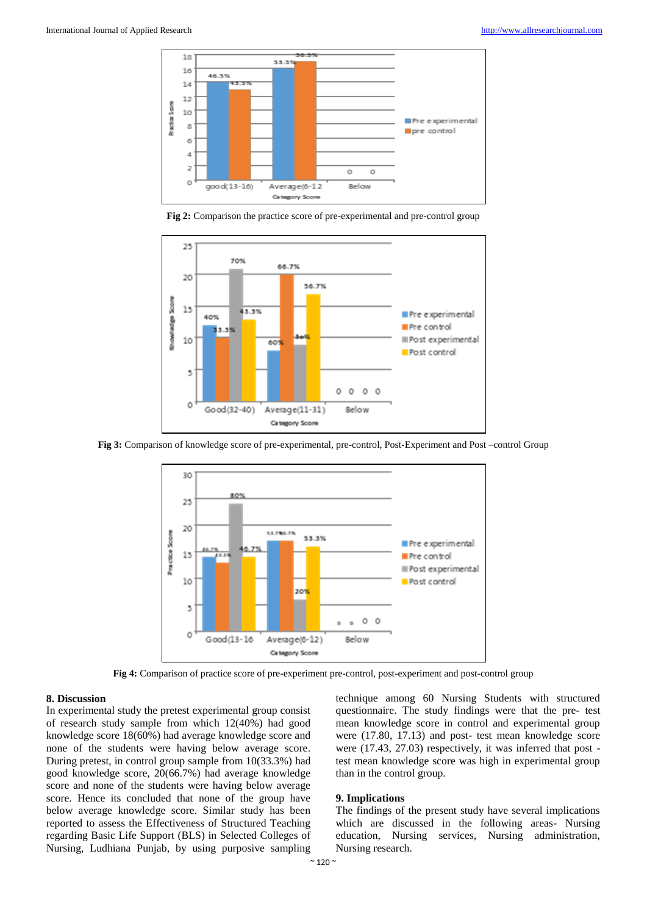Fig 2: Comparison the practice score of pre-experimental and pre-control group

Fig 3: Comparison of knowledge score of pre-experimental, pre-control, Post-Experiment and Post –control Group

Fig 4: Comparison of practice score of pre-experiment pre-control, post-experiment and post-control group

## 8. Discussion

In experimental study the pretest experimental group consist of research study sample from which 12(40%) had good knowledge score 18(60%) had average knowledge score and none of the students were having below average score. During pretest, in control group sample from 10(33.3%) had good knowledge score, 20(66.7%) had average knowledge score and none of the students were having below average score. Hence its concluded that none of the group have below average knowledge score. Similar study has been reported to assess the Effectiveness of Structured Teaching regarding Basic Life Support (BLS) in Selected Colleges of Nursing, Ludhiana Punjab, by using purposive sampling technique among 60 Nursing Students with structured questionnaire. The study findings were that the pre- test mean knowledge score in control and experimental group were (17.80, 17.13) and post- test mean knowledge score were (17.43, 27.03) respectively, it was inferred that post - test mean knowledge score was high in experimental group than in the control group.

## 9. Implications

The findings of the present study have several implications which are discussed in the following areas- Nursing education, Nursing services, Nursing administration, Nursing research.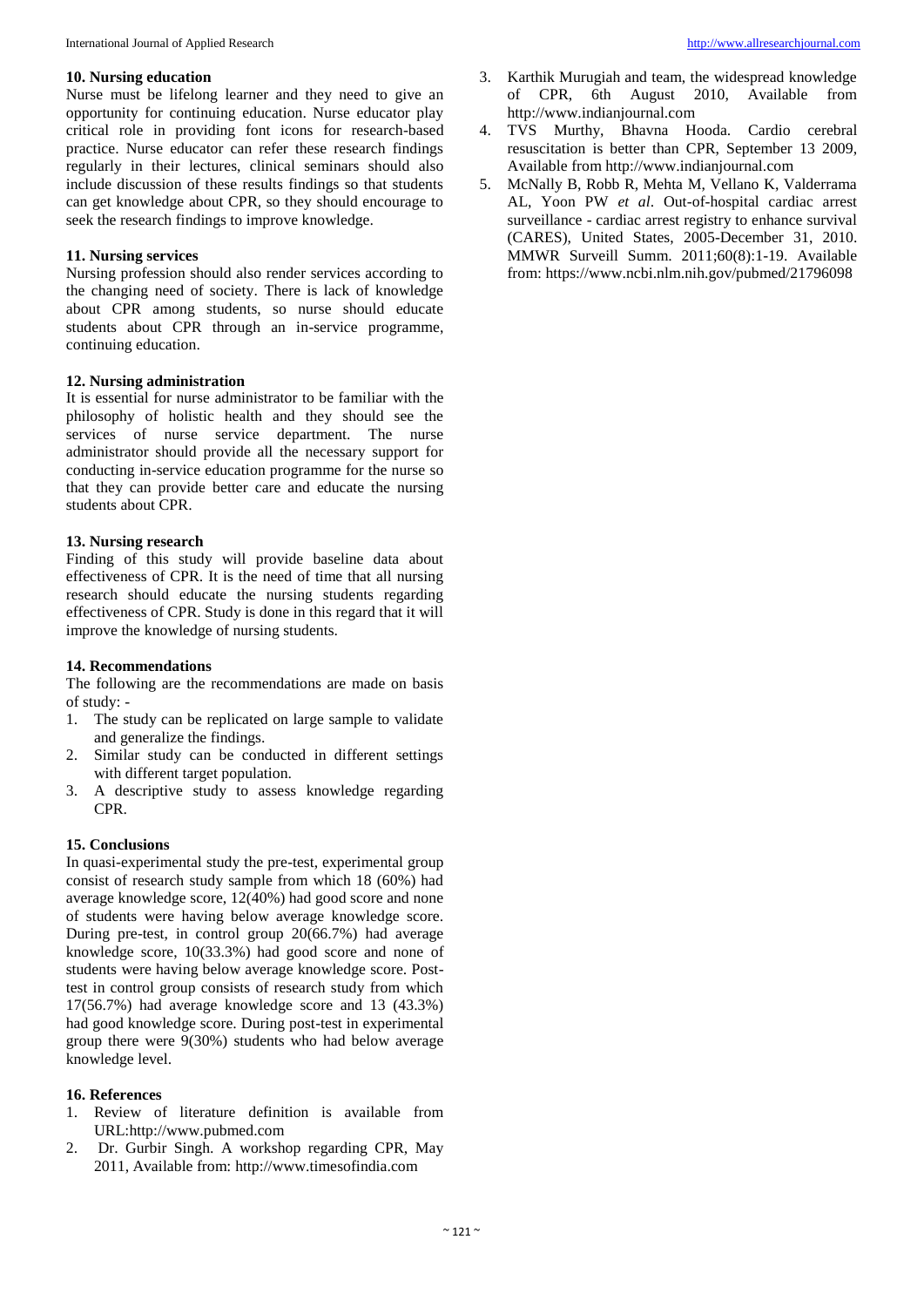## 10. Nursing education

Nurse must be lifelong learner and they need to give an opportunity for continuing education. Nurse educator play critical role in providing font icons for research-based practice. Nurse educator can refer these research findings regularly in their lectures, clinical seminars should also include discussion of these results findings so that students can get knowledge about CPR, so they should encourage to seek the research findings to improve knowledge.

## 11. Nursing services

Nursing profession should also render services according to the changing need of society. There is lack of knowledge about CPR among students, so nurse should educate students about CPR through an in-service programme, continuing education.

## 12. Nursing administration

It is essential for nurse administrator to be familiar with the philosophy of holistic health and they should see the services of nurse service department. The nurse administrator should provide all the necessary support for conducting in-service education programme for the nurse so that they can provide better care and educate the nursing students about CPR.

## 13. Nursing research

Finding of this study will provide baseline data about effectiveness of CPR. It is the need of time that all nursing research should educate the nursing students regarding effectiveness of CPR. Study is done in this regard that it will improve the knowledge of nursing students.

## 14. Recommendations

The following are the recommendations are made on basis of study: -

1. The study can be replicated on large sample to validate and generalize the findings.
2. Similar study can be conducted in different settings with different target population.
3. A descriptive study to assess knowledge regarding CPR.

## 15. Conclusions

In quasi-experimental study the pre-test, experimental group consist of research study sample from which 18 (60%) had average knowledge score, 12(40%) had good score and none of students were having below average knowledge score. During pre-test, in control group 20(66.7%) had average knowledge score, 10(33.3%) had good score and none of students were having below average knowledge score. Post-test in control group consists of research study from which 17(56.7%) had average knowledge score and 13 (43.3%) had good knowledge score. During post-test in experimental group there were 9(30%) students who had below average knowledge level.

## 16. References

1. Review of literature definition is available from URL:http://www.pubmed.com
2. Dr. Gurbir Singh. A workshop regarding CPR, May 2011, Available from: http://www.timesofindia.com
3. Karthik Murugiah and team, the widespread knowledge of CPR, 6th August 2010, Available from http://www.indianjournal.com
4. TVS Murthy, Bhavna Hooda. Cardio cerebral resuscitation is better than CPR, September 13 2009, Available from http://www.indianjournal.com
5. McNally B, Robb R, Mehta M, Vellano K, Valderrama AL, Yoon PW *et al*. Out-of-hospital cardiac arrest surveillance - cardiac arrest registry to enhance survival (CARES), United States, 2005-December 31, 2010. MMWR Surveill Summ. 2011;60(8):1-19. Available from: https://www.ncbi.nlm.nih.gov/pubmed/21796098